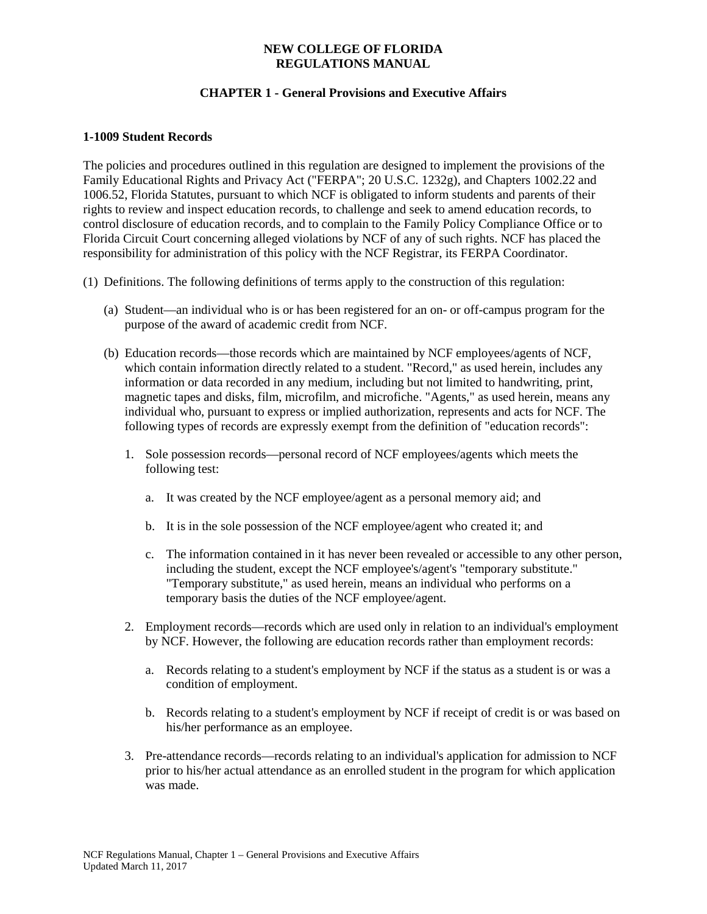**NEW COLLEGE OF FLORIDA**
**REGULATIONS MANUAL**

**CHAPTER 1 - General Provisions and Executive Affairs**

**1-1009 Student Records**

The policies and procedures outlined in this regulation are designed to implement the provisions of the Family Educational Rights and Privacy Act ("FERPA"; 20 U.S.C. 1232g), and Chapters 1002.22 and 1006.52, Florida Statutes, pursuant to which NCF is obligated to inform students and parents of their rights to review and inspect education records, to challenge and seek to amend education records, to control disclosure of education records, and to complain to the Family Policy Compliance Office or to Florida Circuit Court concerning alleged violations by NCF of any of such rights. NCF has placed the responsibility for administration of this policy with the NCF Registrar, its FERPA Coordinator.

(1) Definitions. The following definitions of terms apply to the construction of this regulation:

(a) Student—an individual who is or has been registered for an on- or off-campus program for the purpose of the award of academic credit from NCF.

(b) Education records—those records which are maintained by NCF employees/agents of NCF, which contain information directly related to a student. "Record," as used herein, includes any information or data recorded in any medium, including but not limited to handwriting, print, magnetic tapes and disks, film, microfilm, and microfiche. "Agents," as used herein, means any individual who, pursuant to express or implied authorization, represents and acts for NCF. The following types of records are expressly exempt from the definition of "education records":

1. Sole possession records—personal record of NCF employees/agents which meets the following test:

   a. It was created by the NCF employee/agent as a personal memory aid; and

   b. It is in the sole possession of the NCF employee/agent who created it; and

   c. The information contained in it has never been revealed or accessible to any other person, including the student, except the NCF employee's/agent's "temporary substitute." "Temporary substitute," as used herein, means an individual who performs on a temporary basis the duties of the NCF employee/agent.

2. Employment records—records which are used only in relation to an individual's employment by NCF. However, the following are education records rather than employment records:

   a. Records relating to a student's employment by NCF if the status as a student is or was a condition of employment.

   b. Records relating to a student's employment by NCF if receipt of credit is or was based on his/her performance as an employee.

3. Pre-attendance records—records relating to an individual's application for admission to NCF prior to his/her actual attendance as an enrolled student in the program for which application was made.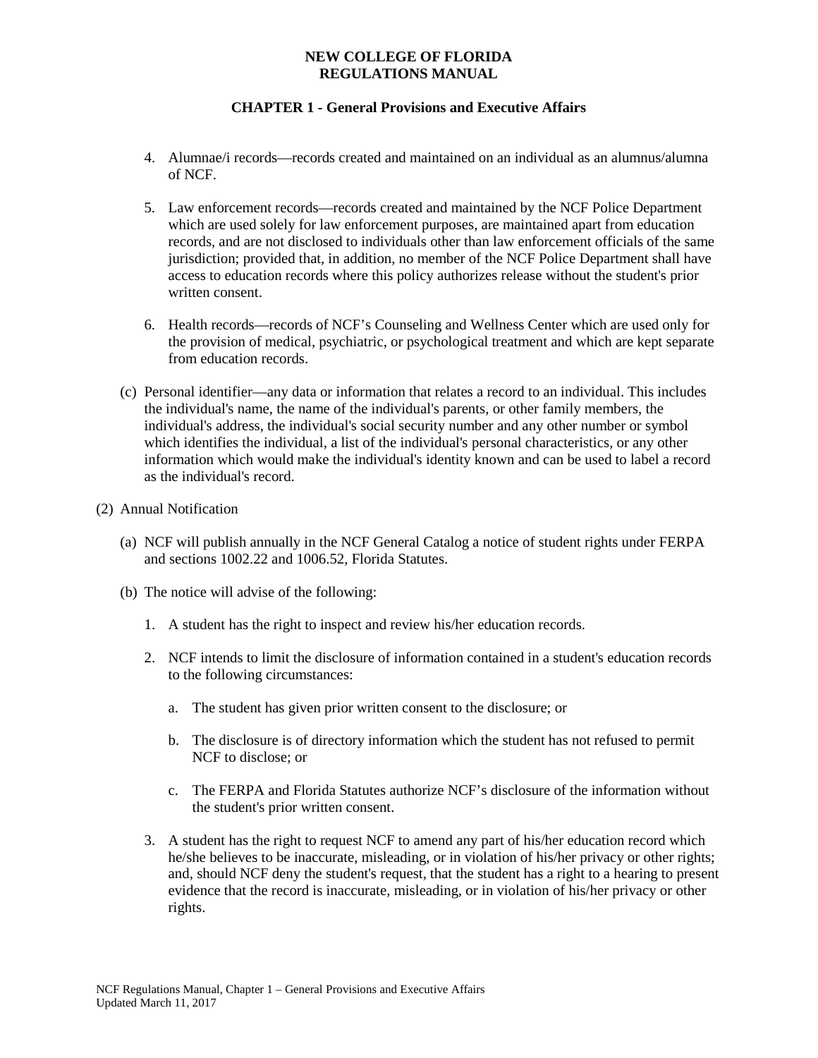4. Alumnae/i records—records created and maintained on an individual as an alumnus/alumna of NCF.

5. Law enforcement records—records created and maintained by the NCF Police Department which are used solely for law enforcement purposes, are maintained apart from education records, and are not disclosed to individuals other than law enforcement officials of the same jurisdiction; provided that, in addition, no member of the NCF Police Department shall have access to education records where this policy authorizes release without the student's prior written consent.

6. Health records—records of NCF's Counseling and Wellness Center which are used only for the provision of medical, psychiatric, or psychological treatment and which are kept separate from education records.

(c) Personal identifier—any data or information that relates a record to an individual. This includes the individual's name, the name of the individual's parents, or other family members, the individual's address, the individual's social security number and any other number or symbol which identifies the individual, a list of the individual's personal characteristics, or any other information which would make the individual's identity known and can be used to label a record as the individual's record.

(2) Annual Notification

(a) NCF will publish annually in the NCF General Catalog a notice of student rights under FERPA and sections 1002.22 and 1006.52, Florida Statutes.

(b) The notice will advise of the following:

1. A student has the right to inspect and review his/her education records.

2. NCF intends to limit the disclosure of information contained in a student's education records to the following circumstances:

   a. The student has given prior written consent to the disclosure; or

   b. The disclosure is of directory information which the student has not refused to permit NCF to disclose; or

   c. The FERPA and Florida Statutes authorize NCF's disclosure of the information without the student's prior written consent.

3. A student has the right to request NCF to amend any part of his/her education record which he/she believes to be inaccurate, misleading, or in violation of his/her privacy or other rights; and, should NCF deny the student's request, that the student has a right to a hearing to present evidence that the record is inaccurate, misleading, or in violation of his/her privacy or other rights.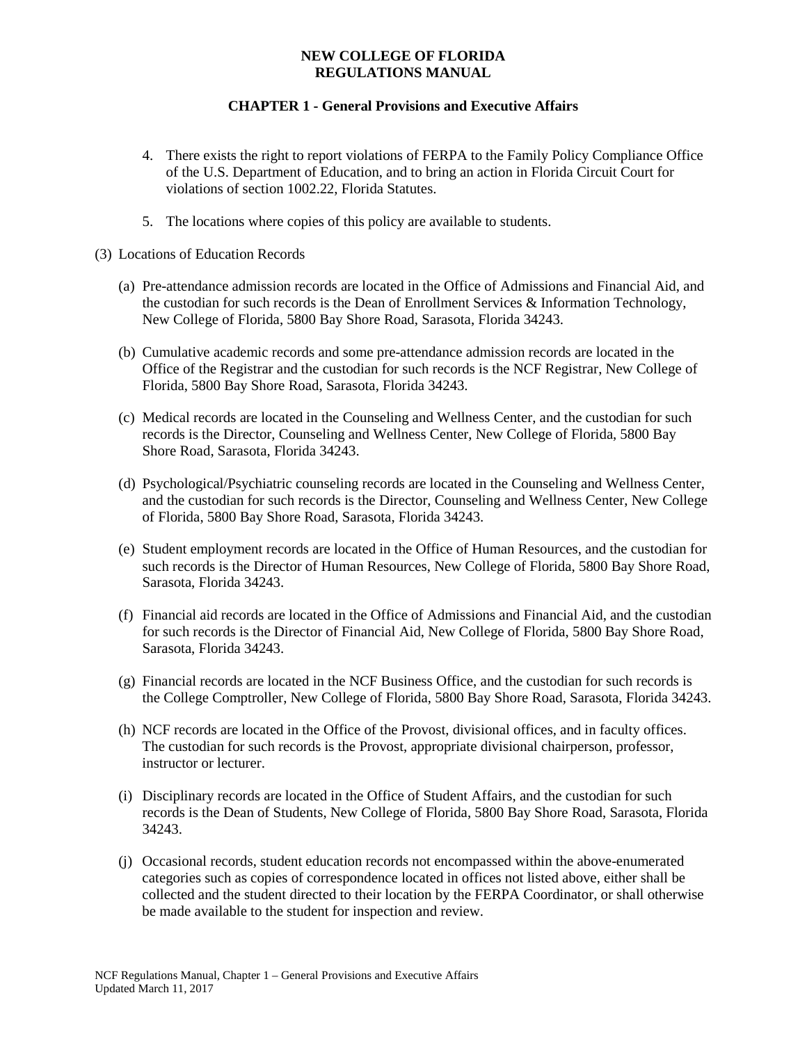4. There exists the right to report violations of FERPA to the Family Policy Compliance Office of the U.S. Department of Education, and to bring an action in Florida Circuit Court for violations of section 1002.22, Florida Statutes.

5. The locations where copies of this policy are available to students.

(3) Locations of Education Records

(a) Pre-attendance admission records are located in the Office of Admissions and Financial Aid, and the custodian for such records is the Dean of Enrollment Services & Information Technology, New College of Florida, 5800 Bay Shore Road, Sarasota, Florida 34243.

(b) Cumulative academic records and some pre-attendance admission records are located in the Office of the Registrar and the custodian for such records is the NCF Registrar, New College of Florida, 5800 Bay Shore Road, Sarasota, Florida 34243.

(c) Medical records are located in the Counseling and Wellness Center, and the custodian for such records is the Director, Counseling and Wellness Center, New College of Florida, 5800 Bay Shore Road, Sarasota, Florida 34243.

(d) Psychological/Psychiatric counseling records are located in the Counseling and Wellness Center, and the custodian for such records is the Director, Counseling and Wellness Center, New College of Florida, 5800 Bay Shore Road, Sarasota, Florida 34243.

(e) Student employment records are located in the Office of Human Resources, and the custodian for such records is the Director of Human Resources, New College of Florida, 5800 Bay Shore Road, Sarasota, Florida 34243.

(f) Financial aid records are located in the Office of Admissions and Financial Aid, and the custodian for such records is the Director of Financial Aid, New College of Florida, 5800 Bay Shore Road, Sarasota, Florida 34243.

(g) Financial records are located in the NCF Business Office, and the custodian for such records is the College Comptroller, New College of Florida, 5800 Bay Shore Road, Sarasota, Florida 34243.

(h) NCF records are located in the Office of the Provost, divisional offices, and in faculty offices. The custodian for such records is the Provost, appropriate divisional chairperson, professor, instructor or lecturer.

(i) Disciplinary records are located in the Office of Student Affairs, and the custodian for such records is the Dean of Students, New College of Florida, 5800 Bay Shore Road, Sarasota, Florida 34243.

(j) Occasional records, student education records not encompassed within the above-enumerated categories such as copies of correspondence located in offices not listed above, either shall be collected and the student directed to their location by the FERPA Coordinator, or shall otherwise be made available to the student for inspection and review.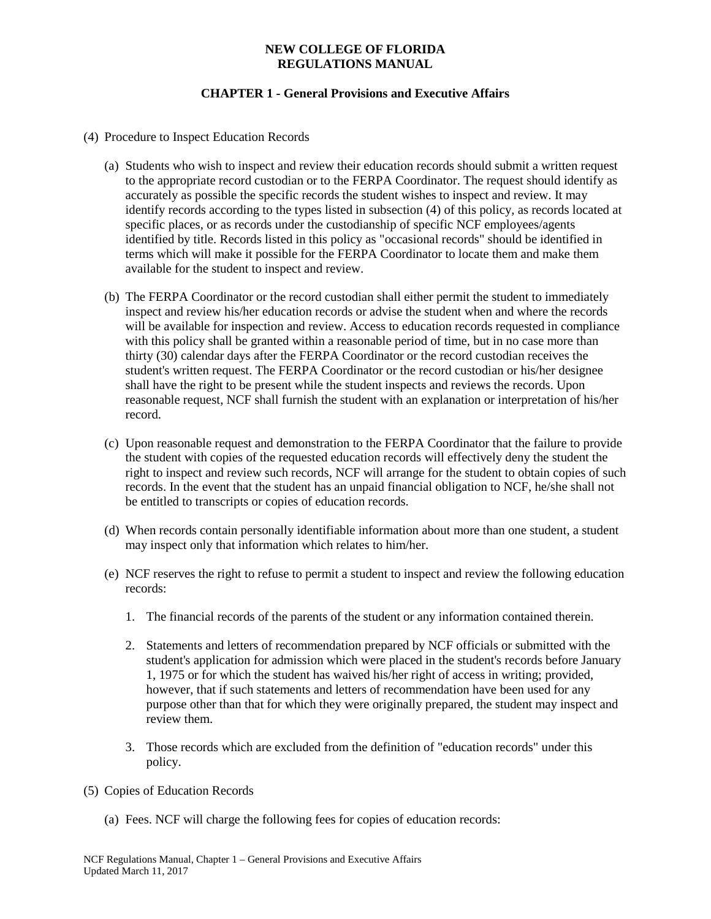(4) Procedure to Inspect Education Records

(a) Students who wish to inspect and review their education records should submit a written request to the appropriate record custodian or to the FERPA Coordinator. The request should identify as accurately as possible the specific records the student wishes to inspect and review. It may identify records according to the types listed in subsection (4) of this policy, as records located at specific places, or as records under the custodianship of specific NCF employees/agents identified by title. Records listed in this policy as "occasional records" should be identified in terms which will make it possible for the FERPA Coordinator to locate them and make them available for the student to inspect and review.

(b) The FERPA Coordinator or the record custodian shall either permit the student to immediately inspect and review his/her education records or advise the student when and where the records will be available for inspection and review. Access to education records requested in compliance with this policy shall be granted within a reasonable period of time, but in no case more than thirty (30) calendar days after the FERPA Coordinator or the record custodian receives the student's written request. The FERPA Coordinator or the record custodian or his/her designee shall have the right to be present while the student inspects and reviews the records. Upon reasonable request, NCF shall furnish the student with an explanation or interpretation of his/her record.

(c) Upon reasonable request and demonstration to the FERPA Coordinator that the failure to provide the student with copies of the requested education records will effectively deny the student the right to inspect and review such records, NCF will arrange for the student to obtain copies of such records. In the event that the student has an unpaid financial obligation to NCF, he/she shall not be entitled to transcripts or copies of education records.

(d) When records contain personally identifiable information about more than one student, a student may inspect only that information which relates to him/her.

(e) NCF reserves the right to refuse to permit a student to inspect and review the following education records:

1. The financial records of the parents of the student or any information contained therein.

2. Statements and letters of recommendation prepared by NCF officials or submitted with the student's application for admission which were placed in the student's records before January 1, 1975 or for which the student has waived his/her right of access in writing; provided, however, that if such statements and letters of recommendation have been used for any purpose other than that for which they were originally prepared, the student may inspect and review them.

3. Those records which are excluded from the definition of "education records" under this policy.

(5) Copies of Education Records

(a) Fees. NCF will charge the following fees for copies of education records: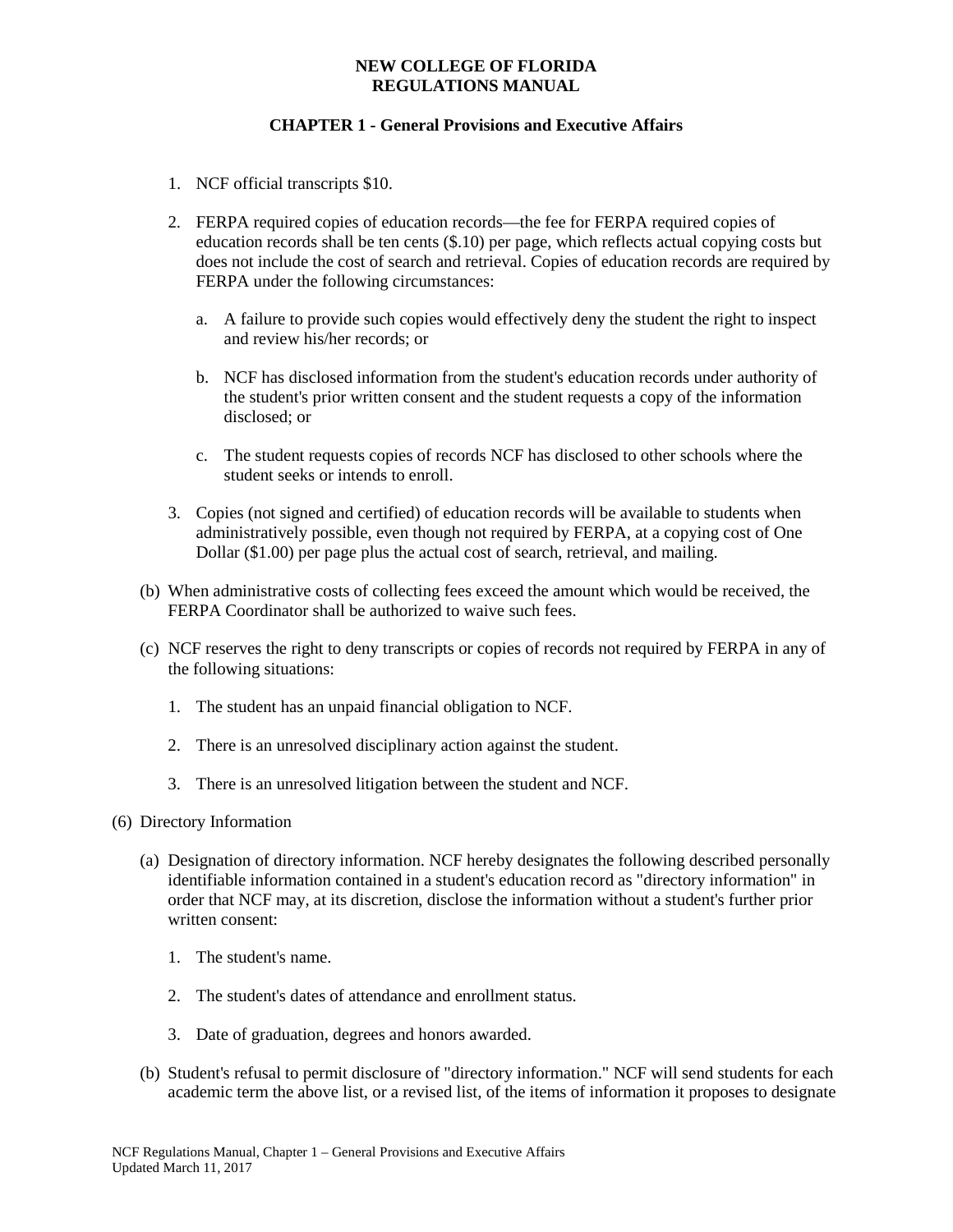1. NCF official transcripts $10.

2. FERPA required copies of education records—the fee for FERPA required copies of education records shall be ten cents ($.10) per page, which reflects actual copying costs but does not include the cost of search and retrieval. Copies of education records are required by FERPA under the following circumstances:

   a. A failure to provide such copies would effectively deny the student the right to inspect and review his/her records; or

   b. NCF has disclosed information from the student's education records under authority of the student's prior written consent and the student requests a copy of the information disclosed; or

   c. The student requests copies of records NCF has disclosed to other schools where the student seeks or intends to enroll.

3. Copies (not signed and certified) of education records will be available to students when administratively possible, even though not required by FERPA, at a copying cost of One Dollar ($1.00) per page plus the actual cost of search, retrieval, and mailing.

(b) When administrative costs of collecting fees exceed the amount which would be received, the FERPA Coordinator shall be authorized to waive such fees.

(c) NCF reserves the right to deny transcripts or copies of records not required by FERPA in any of the following situations:

1. The student has an unpaid financial obligation to NCF.

2. There is an unresolved disciplinary action against the student.

3. There is an unresolved litigation between the student and NCF.

(6) Directory Information

(a) Designation of directory information. NCF hereby designates the following described personally identifiable information contained in a student's education record as "directory information" in order that NCF may, at its discretion, disclose the information without a student's further prior written consent:

1. The student's name.

2. The student's dates of attendance and enrollment status.

3. Date of graduation, degrees and honors awarded.

(b) Student's refusal to permit disclosure of "directory information." NCF will send students for each academic term the above list, or a revised list, of the items of information it proposes to designate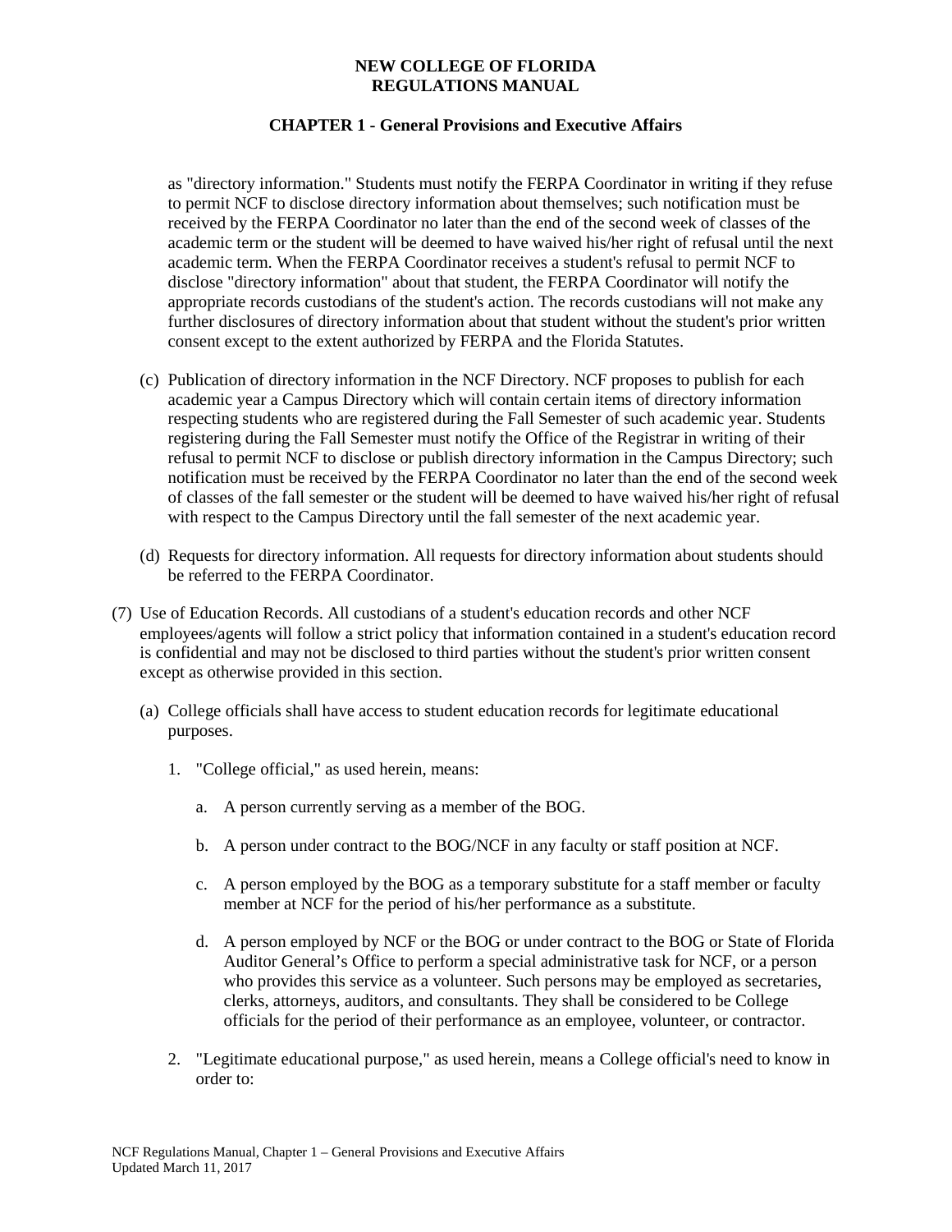as "directory information." Students must notify the FERPA Coordinator in writing if they refuse to permit NCF to disclose directory information about themselves; such notification must be received by the FERPA Coordinator no later than the end of the second week of classes of the academic term or the student will be deemed to have waived his/her right of refusal until the next academic term. When the FERPA Coordinator receives a student's refusal to permit NCF to disclose "directory information" about that student, the FERPA Coordinator will notify the appropriate records custodians of the student's action. The records custodians will not make any further disclosures of directory information about that student without the student's prior written consent except to the extent authorized by FERPA and the Florida Statutes.

(c) Publication of directory information in the NCF Directory. NCF proposes to publish for each academic year a Campus Directory which will contain certain items of directory information respecting students who are registered during the Fall Semester of such academic year. Students registering during the Fall Semester must notify the Office of the Registrar in writing of their refusal to permit NCF to disclose or publish directory information in the Campus Directory; such notification must be received by the FERPA Coordinator no later than the end of the second week of classes of the fall semester or the student will be deemed to have waived his/her right of refusal with respect to the Campus Directory until the fall semester of the next academic year.

(d) Requests for directory information. All requests for directory information about students should be referred to the FERPA Coordinator.

(7) Use of Education Records. All custodians of a student's education records and other NCF employees/agents will follow a strict policy that information contained in a student's education record is confidential and may not be disclosed to third parties without the student's prior written consent except as otherwise provided in this section.

(a) College officials shall have access to student education records for legitimate educational purposes.

1. "College official," as used herein, means:

a. A person currently serving as a member of the BOG.

b. A person under contract to the BOG/NCF in any faculty or staff position at NCF.

c. A person employed by the BOG as a temporary substitute for a staff member or faculty member at NCF for the period of his/her performance as a substitute.

d. A person employed by NCF or the BOG or under contract to the BOG or State of Florida Auditor General's Office to perform a special administrative task for NCF, or a person who provides this service as a volunteer. Such persons may be employed as secretaries, clerks, attorneys, auditors, and consultants. They shall be considered to be College officials for the period of their performance as an employee, volunteer, or contractor.

2. "Legitimate educational purpose," as used herein, means a College official's need to know in order to: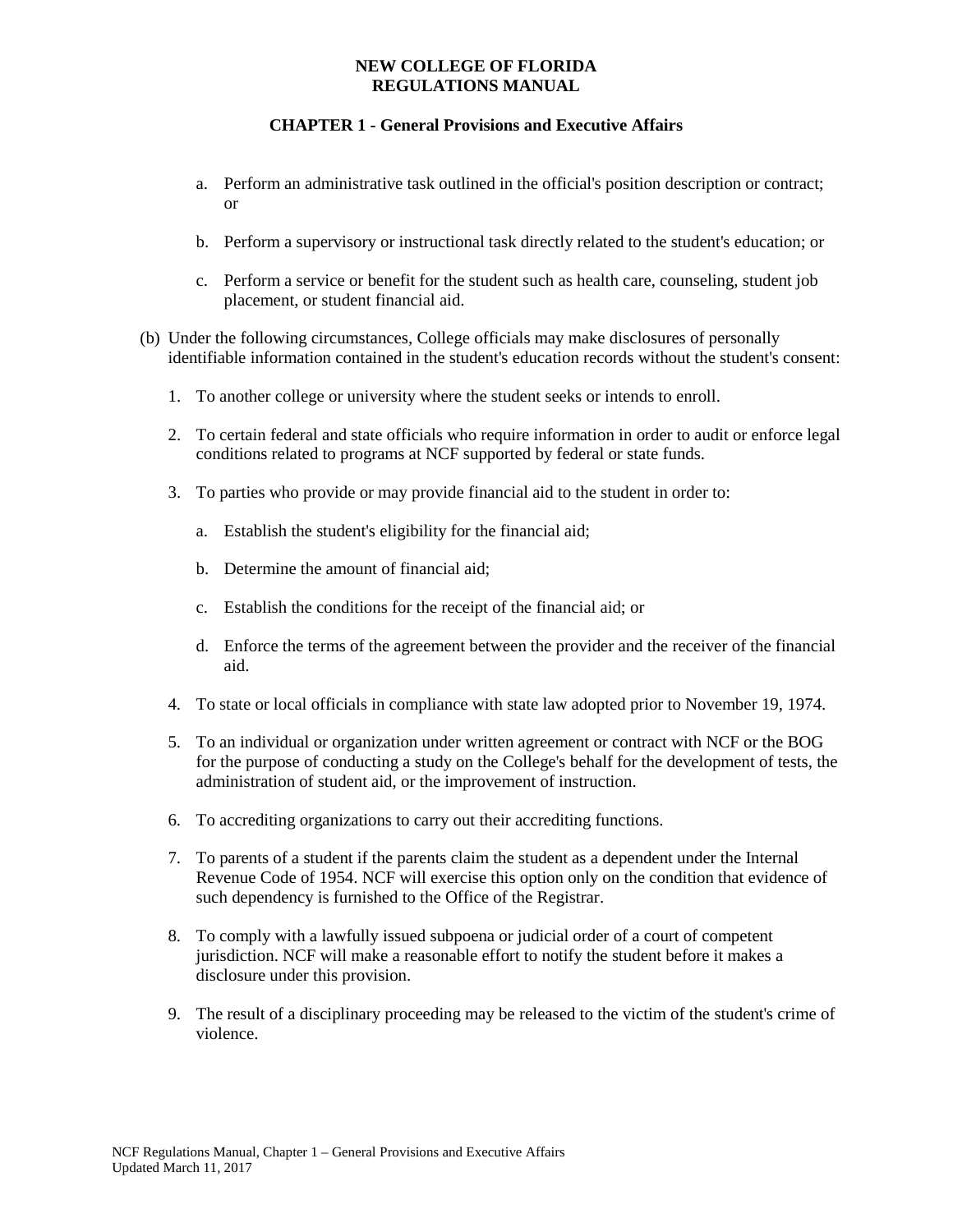a. Perform an administrative task outlined in the official's position description or contract; or

b. Perform a supervisory or instructional task directly related to the student's education; or

c. Perform a service or benefit for the student such as health care, counseling, student job placement, or student financial aid.

(b) Under the following circumstances, College officials may make disclosures of personally identifiable information contained in the student's education records without the student's consent:

1. To another college or university where the student seeks or intends to enroll.

2. To certain federal and state officials who require information in order to audit or enforce legal conditions related to programs at NCF supported by federal or state funds.

3. To parties who provide or may provide financial aid to the student in order to:

   a. Establish the student's eligibility for the financial aid;

   b. Determine the amount of financial aid;

   c. Establish the conditions for the receipt of the financial aid; or

   d. Enforce the terms of the agreement between the provider and the receiver of the financial aid.

4. To state or local officials in compliance with state law adopted prior to November 19, 1974.

5. To an individual or organization under written agreement or contract with NCF or the BOG for the purpose of conducting a study on the College's behalf for the development of tests, the administration of student aid, or the improvement of instruction.

6. To accrediting organizations to carry out their accrediting functions.

7. To parents of a student if the parents claim the student as a dependent under the Internal Revenue Code of 1954. NCF will exercise this option only on the condition that evidence of such dependency is furnished to the Office of the Registrar.

8. To comply with a lawfully issued subpoena or judicial order of a court of competent jurisdiction. NCF will make a reasonable effort to notify the student before it makes a disclosure under this provision.

9. The result of a disciplinary proceeding may be released to the victim of the student's crime of violence.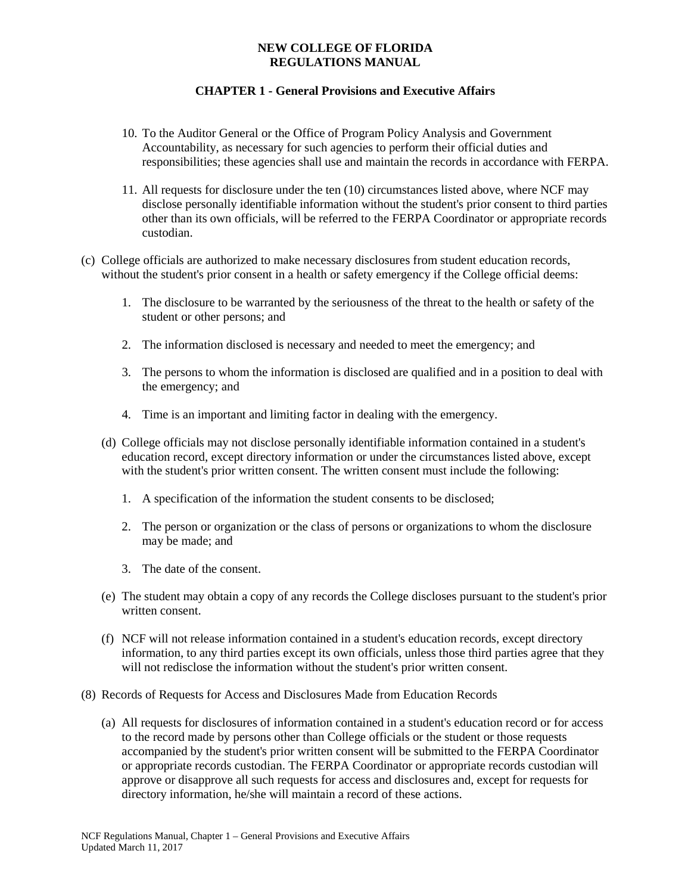10. To the Auditor General or the Office of Program Policy Analysis and Government Accountability, as necessary for such agencies to perform their official duties and responsibilities; these agencies shall use and maintain the records in accordance with FERPA.

11. All requests for disclosure under the ten (10) circumstances listed above, where NCF may disclose personally identifiable information without the student's prior consent to third parties other than its own officials, will be referred to the FERPA Coordinator or appropriate records custodian.

(c) College officials are authorized to make necessary disclosures from student education records, without the student's prior consent in a health or safety emergency if the College official deems:

1. The disclosure to be warranted by the seriousness of the threat to the health or safety of the student or other persons; and

2. The information disclosed is necessary and needed to meet the emergency; and

3. The persons to whom the information is disclosed are qualified and in a position to deal with the emergency; and

4. Time is an important and limiting factor in dealing with the emergency.

(d) College officials may not disclose personally identifiable information contained in a student's education record, except directory information or under the circumstances listed above, except with the student's prior written consent. The written consent must include the following:

1. A specification of the information the student consents to be disclosed;

2. The person or organization or the class of persons or organizations to whom the disclosure may be made; and

3. The date of the consent.

(e) The student may obtain a copy of any records the College discloses pursuant to the student's prior written consent.

(f) NCF will not release information contained in a student's education records, except directory information, to any third parties except its own officials, unless those third parties agree that they will not redisclose the information without the student's prior written consent.

(8) Records of Requests for Access and Disclosures Made from Education Records

(a) All requests for disclosures of information contained in a student's education record or for access to the record made by persons other than College officials or the student or those requests accompanied by the student's prior written consent will be submitted to the FERPA Coordinator or appropriate records custodian. The FERPA Coordinator or appropriate records custodian will approve or disapprove all such requests for access and disclosures and, except for requests for directory information, he/she will maintain a record of these actions.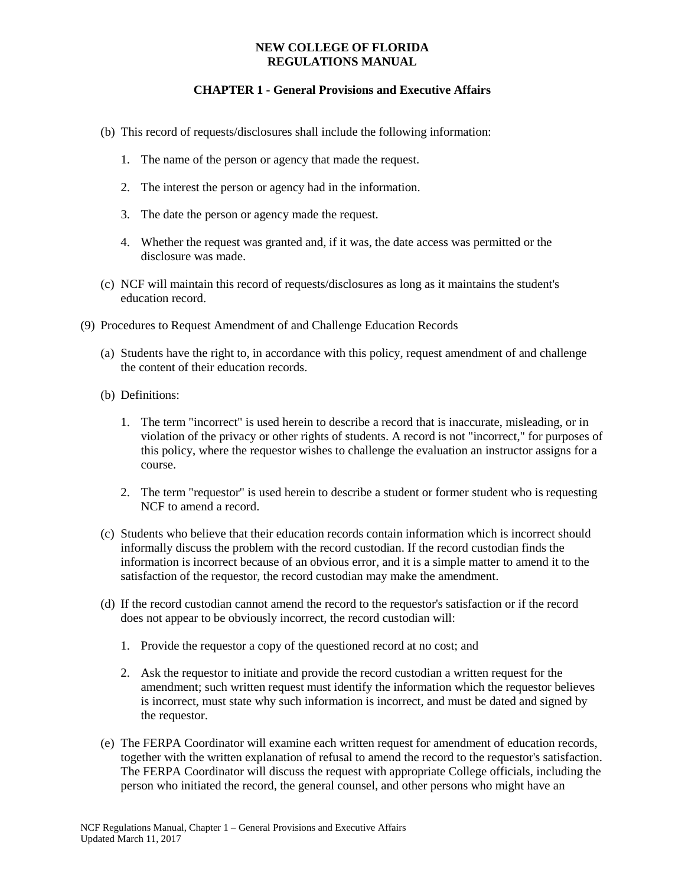(b) This record of requests/disclosures shall include the following information:

1. The name of the person or agency that made the request.

2. The interest the person or agency had in the information.

3. The date the person or agency made the request.

4. Whether the request was granted and, if it was, the date access was permitted or the disclosure was made.

(c) NCF will maintain this record of requests/disclosures as long as it maintains the student's education record.

(9) Procedures to Request Amendment of and Challenge Education Records

(a) Students have the right to, in accordance with this policy, request amendment of and challenge the content of their education records.

(b) Definitions:

1. The term "incorrect" is used herein to describe a record that is inaccurate, misleading, or in violation of the privacy or other rights of students. A record is not "incorrect," for purposes of this policy, where the requestor wishes to challenge the evaluation an instructor assigns for a course.

2. The term "requestor" is used herein to describe a student or former student who is requesting NCF to amend a record.

(c) Students who believe that their education records contain information which is incorrect should informally discuss the problem with the record custodian. If the record custodian finds the information is incorrect because of an obvious error, and it is a simple matter to amend it to the satisfaction of the requestor, the record custodian may make the amendment.

(d) If the record custodian cannot amend the record to the requestor's satisfaction or if the record does not appear to be obviously incorrect, the record custodian will:

1. Provide the requestor a copy of the questioned record at no cost; and

2. Ask the requestor to initiate and provide the record custodian a written request for the amendment; such written request must identify the information which the requestor believes is incorrect, must state why such information is incorrect, and must be dated and signed by the requestor.

(e) The FERPA Coordinator will examine each written request for amendment of education records, together with the written explanation of refusal to amend the record to the requestor's satisfaction. The FERPA Coordinator will discuss the request with appropriate College officials, including the person who initiated the record, the general counsel, and other persons who might have an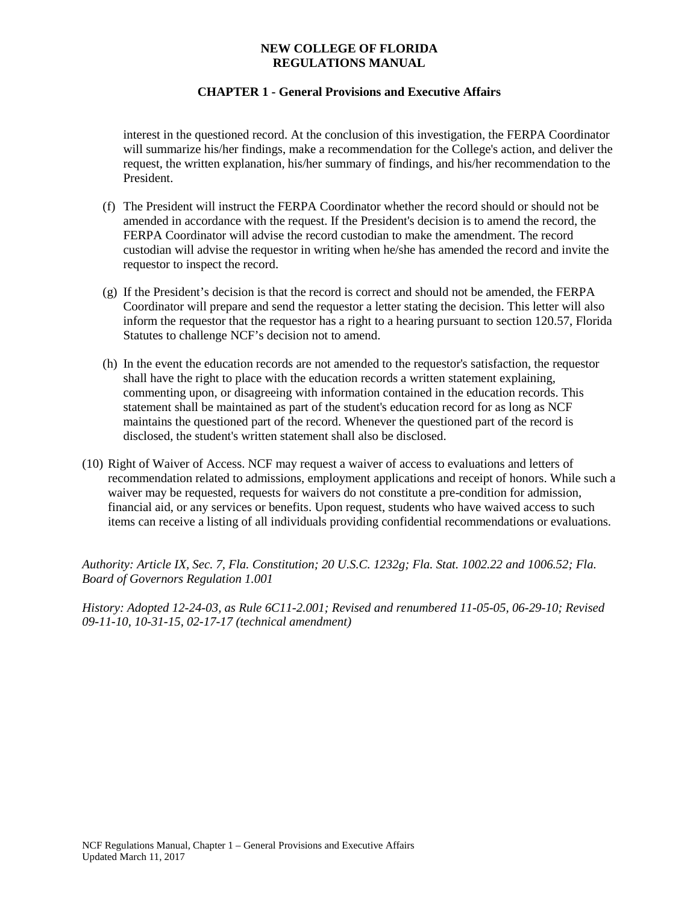interest in the questioned record. At the conclusion of this investigation, the FERPA Coordinator will summarize his/her findings, make a recommendation for the College's action, and deliver the request, the written explanation, his/her summary of findings, and his/her recommendation to the President.

(f) The President will instruct the FERPA Coordinator whether the record should or should not be amended in accordance with the request. If the President's decision is to amend the record, the FERPA Coordinator will advise the record custodian to make the amendment. The record custodian will advise the requestor in writing when he/she has amended the record and invite the requestor to inspect the record.

(g) If the President's decision is that the record is correct and should not be amended, the FERPA Coordinator will prepare and send the requestor a letter stating the decision. This letter will also inform the requestor that the requestor has a right to a hearing pursuant to section 120.57, Florida Statutes to challenge NCF's decision not to amend.

(h) In the event the education records are not amended to the requestor's satisfaction, the requestor shall have the right to place with the education records a written statement explaining, commenting upon, or disagreeing with information contained in the education records. This statement shall be maintained as part of the student's education record for as long as NCF maintains the questioned part of the record. Whenever the questioned part of the record is disclosed, the student's written statement shall also be disclosed.

(10) Right of Waiver of Access. NCF may request a waiver of access to evaluations and letters of recommendation related to admissions, employment applications and receipt of honors. While such a waiver may be requested, requests for waivers do not constitute a pre-condition for admission, financial aid, or any services or benefits. Upon request, students who have waived access to such items can receive a listing of all individuals providing confidential recommendations or evaluations.

*Authority: Article IX, Sec. 7, Fla. Constitution; 20 U.S.C. 1232g; Fla. Stat. 1002.22 and 1006.52; Fla. Board of Governors Regulation 1.001*

*History: Adopted 12-24-03, as Rule 6C11-2.001; Revised and renumbered 11-05-05, 06-29-10; Revised 09-11-10, 10-31-15, 02-17-17 (technical amendment)*